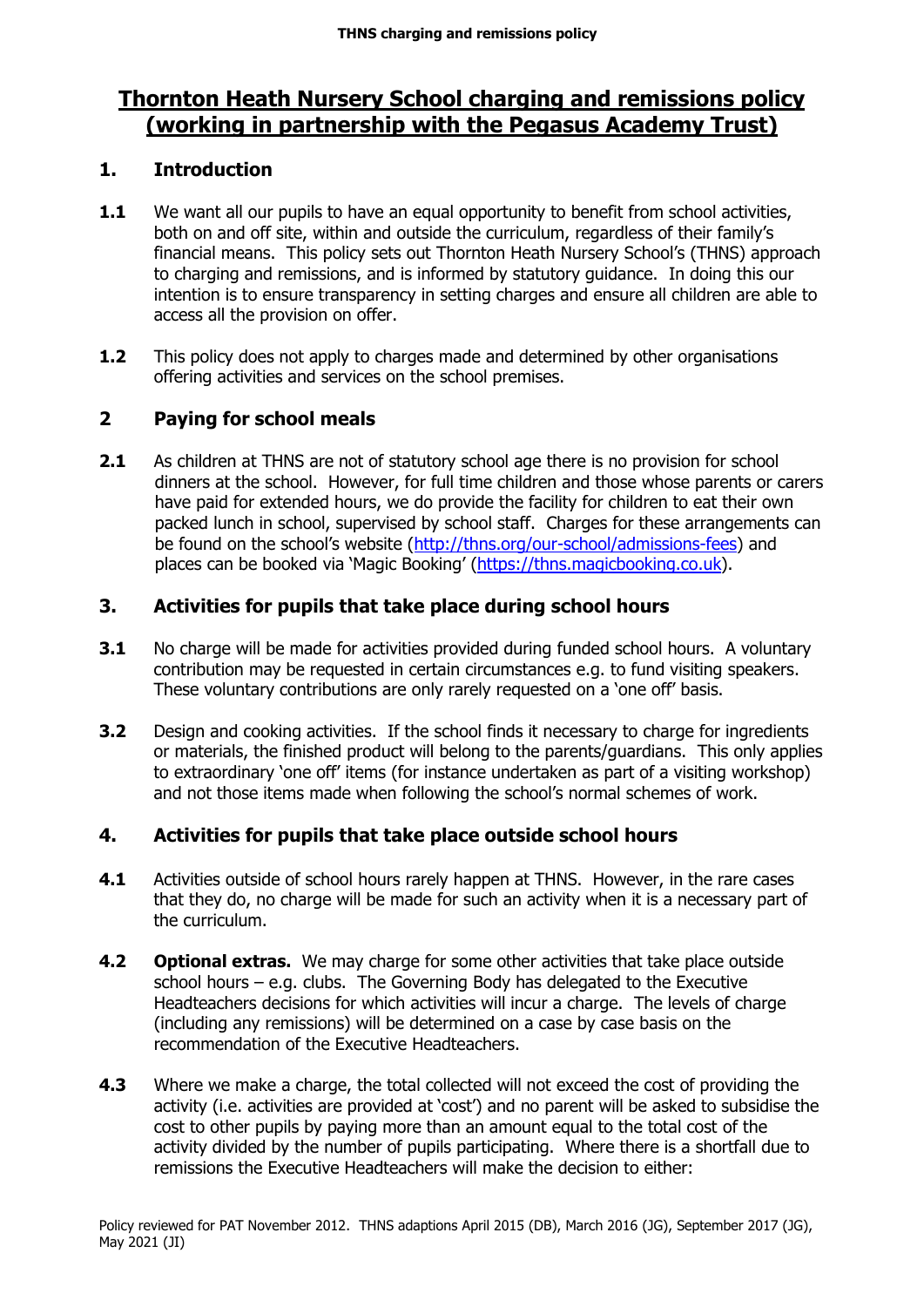# Thornton Heath Nursery School charging and remissions policy (working in partnership with the Pegasus Academy Trust)

## 1. Introduction

**1.1** We want all our pupils to have an equal opportunity to benefit from school activities, both on and off site, within and outside the curriculum, regardless of their family's financial means. This policy sets out Thornton Heath Nursery School's (THNS) approach to charging and remissions, and is informed by statutory guidance. In doing this our intention is to ensure transparency in setting charges and ensure all children are able to access all the provision on offer.

**1.2** This policy does not apply to charges made and determined by other organisations offering activities and services on the school premises.

## 2 Paying for school meals

**2.1** As children at THNS are not of statutory school age there is no provision for school dinners at the school. However, for full time children and those whose parents or carers have paid for extended hours, we do provide the facility for children to eat their own packed lunch in school, supervised by school staff. Charges for these arrangements can be found on the school's website (http://thns.org/our-school/admissions-fees) and places can be booked via 'Magic Booking' (https://thns.magicbooking.co.uk).

## 3. Activities for pupils that take place during school hours

**3.1** No charge will be made for activities provided during funded school hours. A voluntary contribution may be requested in certain circumstances e.g. to fund visiting speakers. These voluntary contributions are only rarely requested on a 'one off' basis.

**3.2** Design and cooking activities. If the school finds it necessary to charge for ingredients or materials, the finished product will belong to the parents/guardians. This only applies to extraordinary 'one off' items (for instance undertaken as part of a visiting workshop) and not those items made when following the school's normal schemes of work.

## 4. Activities for pupils that take place outside school hours

**4.1** Activities outside of school hours rarely happen at THNS. However, in the rare cases that they do, no charge will be made for such an activity when it is a necessary part of the curriculum.

**4.2** **Optional extras.** We may charge for some other activities that take place outside school hours – e.g. clubs. The Governing Body has delegated to the Executive Headteachers decisions for which activities will incur a charge. The levels of charge (including any remissions) will be determined on a case by case basis on the recommendation of the Executive Headteachers.

**4.3** Where we make a charge, the total collected will not exceed the cost of providing the activity (i.e. activities are provided at 'cost') and no parent will be asked to subsidise the cost to other pupils by paying more than an amount equal to the total cost of the activity divided by the number of pupils participating. Where there is a shortfall due to remissions the Executive Headteachers will make the decision to either: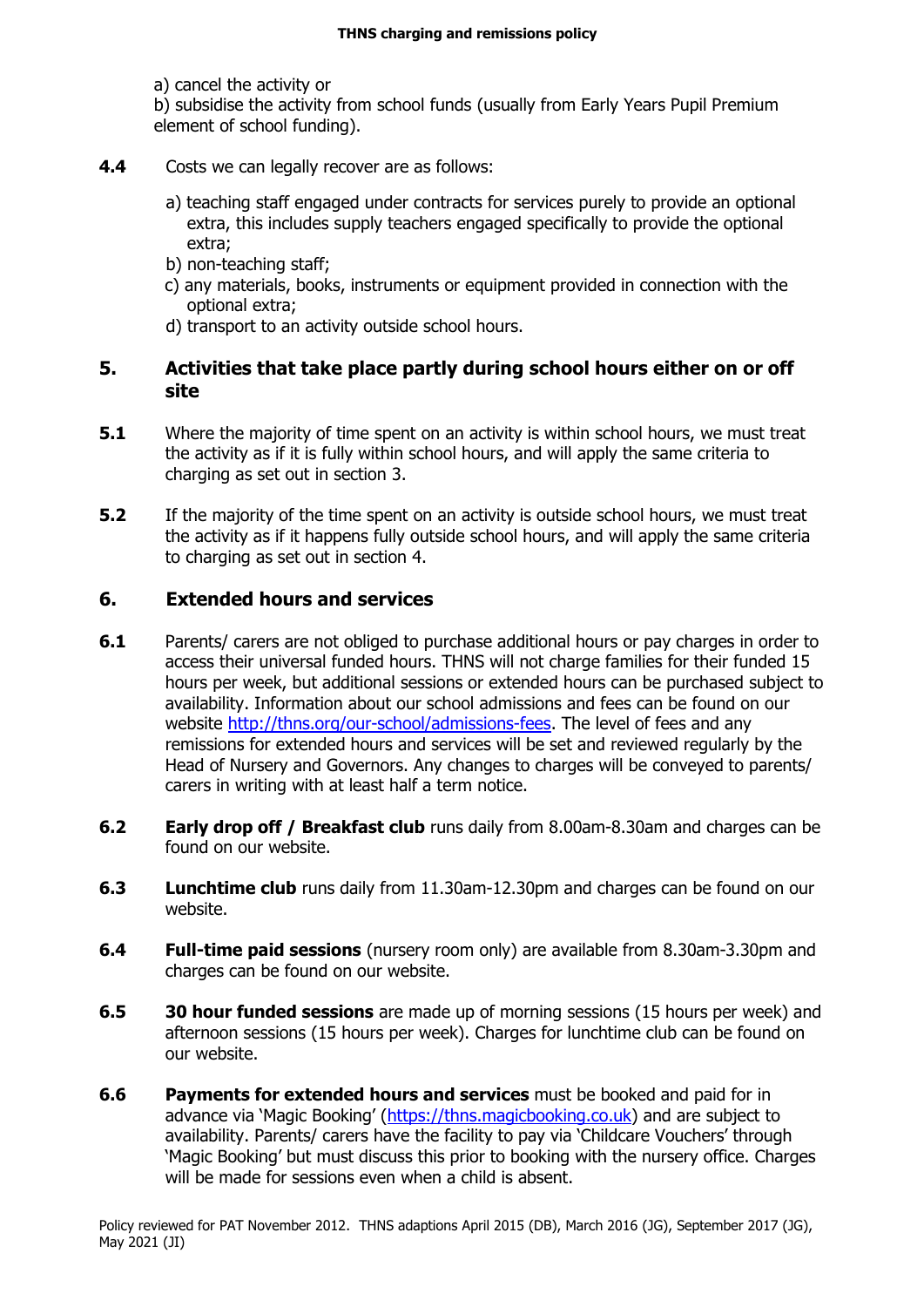a) cancel the activity or

b) subsidise the activity from school funds (usually from Early Years Pupil Premium element of school funding).

**4.4** Costs we can legally recover are as follows:

a) teaching staff engaged under contracts for services purely to provide an optional extra, this includes supply teachers engaged specifically to provide the optional extra;

b) non-teaching staff;

c) any materials, books, instruments or equipment provided in connection with the optional extra;

d) transport to an activity outside school hours.

## 5. Activities that take place partly during school hours either on or off site

**5.1** Where the majority of time spent on an activity is within school hours, we must treat the activity as if it is fully within school hours, and will apply the same criteria to charging as set out in section 3.

**5.2** If the majority of the time spent on an activity is outside school hours, we must treat the activity as if it happens fully outside school hours, and will apply the same criteria to charging as set out in section 4.

## 6. Extended hours and services

**6.1** Parents/ carers are not obliged to purchase additional hours or pay charges in order to access their universal funded hours. THNS will not charge families for their funded 15 hours per week, but additional sessions or extended hours can be purchased subject to availability. Information about our school admissions and fees can be found on our website [http://thns.org/our-school/admissions-fees](http://thns.org/our-school/admissions-fees). The level of fees and any remissions for extended hours and services will be set and reviewed regularly by the Head of Nursery and Governors. Any changes to charges will be conveyed to parents/ carers in writing with at least half a term notice.

**6.2** **Early drop off / Breakfast club** runs daily from 8.00am-8.30am and charges can be found on our website.

**6.3** **Lunchtime club** runs daily from 11.30am-12.30pm and charges can be found on our website.

**6.4** **Full-time paid sessions** (nursery room only) are available from 8.30am-3.30pm and charges can be found on our website.

**6.5** **30 hour funded sessions** are made up of morning sessions (15 hours per week) and afternoon sessions (15 hours per week). Charges for lunchtime club can be found on our website.

**6.6** **Payments for extended hours and services** must be booked and paid for in advance via 'Magic Booking' ([https://thns.magicbooking.co.uk](https://thns.magicbooking.co.uk)) and are subject to availability. Parents/ carers have the facility to pay via 'Childcare Vouchers' through 'Magic Booking' but must discuss this prior to booking with the nursery office. Charges will be made for sessions even when a child is absent.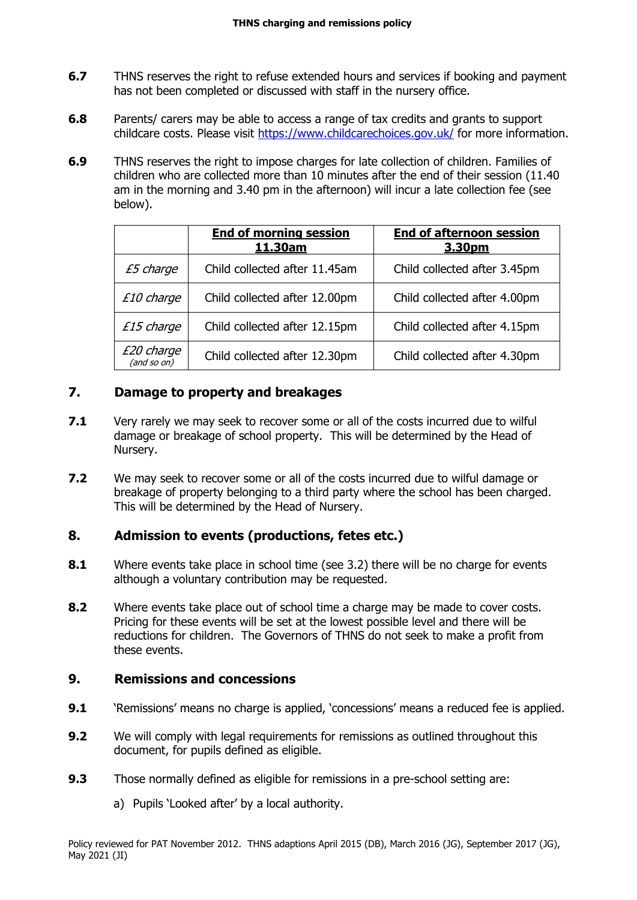**6.7** THNS reserves the right to refuse extended hours and services if booking and payment has not been completed or discussed with staff in the nursery office.

**6.8** Parents/ carers may be able to access a range of tax credits and grants to support childcare costs. Please visit [https://www.childcarechoices.gov.uk/](https://www.childcarechoices.gov.uk/) for more information.

**6.9** THNS reserves the right to impose charges for late collection of children. Families of children who are collected more than 10 minutes after the end of their session (11.40 am in the morning and 3.40 pm in the afternoon) will incur a late collection fee (see below).

| | **End of morning session 11.30am** | **End of afternoon session 3.30pm** |
|---|---|---|
| *£5 charge* | Child collected after 11.45am | Child collected after 3.45pm |
| *£10 charge* | Child collected after 12.00pm | Child collected after 4.00pm |
| *£15 charge* | Child collected after 12.15pm | Child collected after 4.15pm |
| *£20 charge (and so on)* | Child collected after 12.30pm | Child collected after 4.30pm |

## 7. Damage to property and breakages

**7.1** Very rarely we may seek to recover some or all of the costs incurred due to wilful damage or breakage of school property. This will be determined by the Head of Nursery.

**7.2** We may seek to recover some or all of the costs incurred due to wilful damage or breakage of property belonging to a third party where the school has been charged. This will be determined by the Head of Nursery.

## 8. Admission to events (productions, fetes etc.)

**8.1** Where events take place in school time (see 3.2) there will be no charge for events although a voluntary contribution may be requested.

**8.2** Where events take place out of school time a charge may be made to cover costs. Pricing for these events will be set at the lowest possible level and there will be reductions for children. The Governors of THNS do not seek to make a profit from these events.

## 9. Remissions and concessions

**9.1** 'Remissions' means no charge is applied, 'concessions' means a reduced fee is applied.

**9.2** We will comply with legal requirements for remissions as outlined throughout this document, for pupils defined as eligible.

**9.3** Those normally defined as eligible for remissions in a pre-school setting are:

a) Pupils 'Looked after' by a local authority.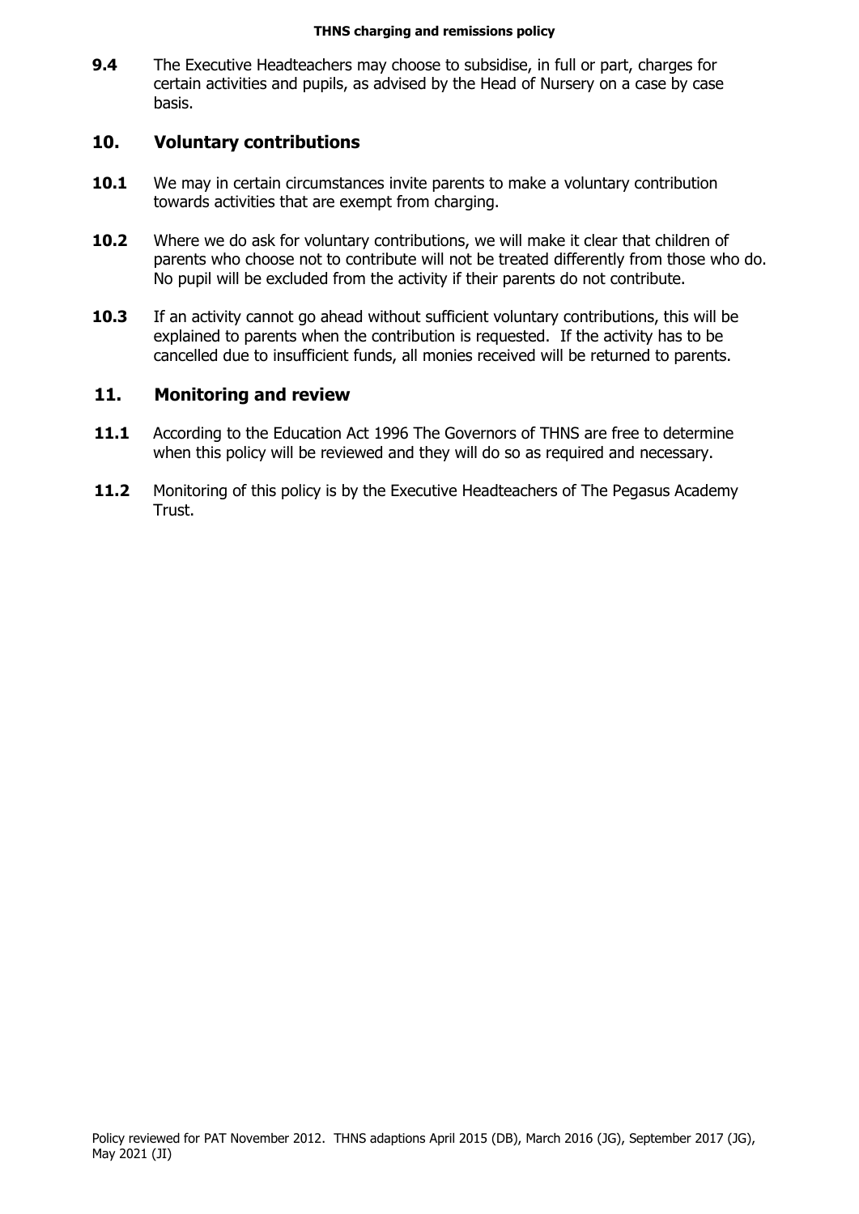**9.4** The Executive Headteachers may choose to subsidise, in full or part, charges for certain activities and pupils, as advised by the Head of Nursery on a case by case basis.

## 10. Voluntary contributions

**10.1** We may in certain circumstances invite parents to make a voluntary contribution towards activities that are exempt from charging.

**10.2** Where we do ask for voluntary contributions, we will make it clear that children of parents who choose not to contribute will not be treated differently from those who do. No pupil will be excluded from the activity if their parents do not contribute.

**10.3** If an activity cannot go ahead without sufficient voluntary contributions, this will be explained to parents when the contribution is requested. If the activity has to be cancelled due to insufficient funds, all monies received will be returned to parents.

## 11. Monitoring and review

**11.1** According to the Education Act 1996 The Governors of THNS are free to determine when this policy will be reviewed and they will do so as required and necessary.

**11.2** Monitoring of this policy is by the Executive Headteachers of The Pegasus Academy Trust.

Policy reviewed for PAT November 2012. THNS adaptions April 2015 (DB), March 2016 (JG), September 2017 (JG), May 2021 (JI)